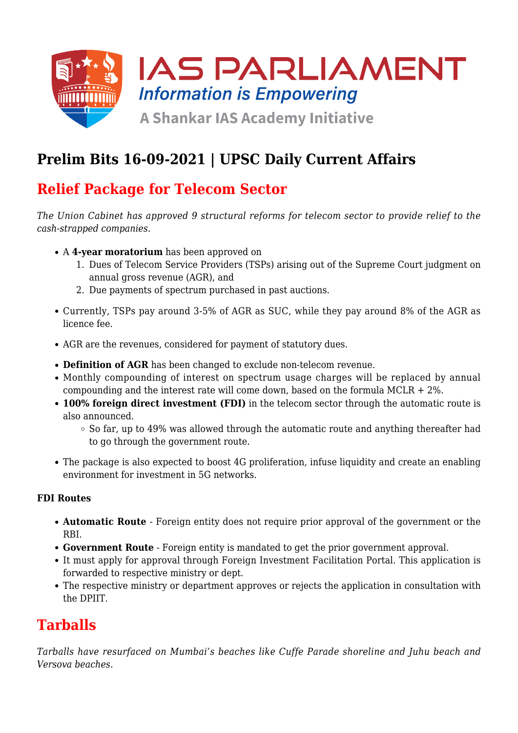# Prelim Bits 16-09-2021 | UPSC Daily Current Affairs

## Relief Package for Telecom Sector

*The Union Cabinet has approved 9 structural reforms for telecom sector to provide relief to the cash-strapped companies.*

- A **4-year moratorium** has been approved on
  1. Dues of Telecom Service Providers (TSPs) arising out of the Supreme Court judgment on annual gross revenue (AGR), and
  2. Due payments of spectrum purchased in past auctions.
- Currently, TSPs pay around 3-5% of AGR as SUC, while they pay around 8% of the AGR as licence fee.
- AGR are the revenues, considered for payment of statutory dues.
- **Definition of AGR** has been changed to exclude non-telecom revenue.
- Monthly compounding of interest on spectrum usage charges will be replaced by annual compounding and the interest rate will come down, based on the formula MCLR + 2%.
- **100% foreign direct investment (FDI)** in the telecom sector through the automatic route is also announced.
  - So far, up to 49% was allowed through the automatic route and anything thereafter had to go through the government route.
- The package is also expected to boost 4G proliferation, infuse liquidity and create an enabling environment for investment in 5G networks.

**FDI Routes**

- **Automatic Route** - Foreign entity does not require prior approval of the government or the RBI.
- **Government Route** - Foreign entity is mandated to get the prior government approval.
- It must apply for approval through Foreign Investment Facilitation Portal. This application is forwarded to respective ministry or dept.
- The respective ministry or department approves or rejects the application in consultation with the DPIIT.

## Tarballs

*Tarballs have resurfaced on Mumbai's beaches like Cuffe Parade shoreline and Juhu beach and Versova beaches.*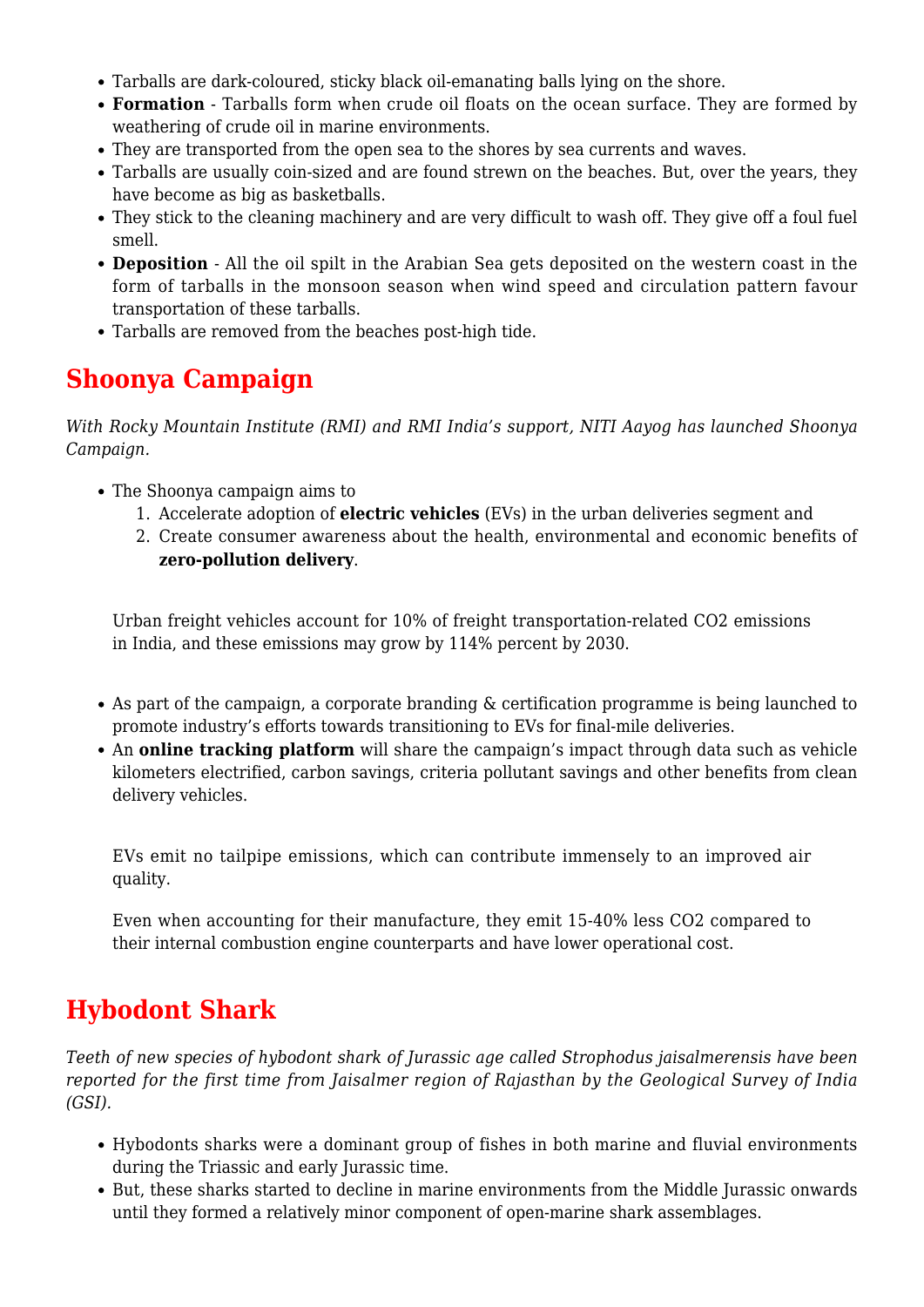- Tarballs are dark-coloured, sticky black oil-emanating balls lying on the shore.
- **Formation** - Tarballs form when crude oil floats on the ocean surface. They are formed by weathering of crude oil in marine environments.
- They are transported from the open sea to the shores by sea currents and waves.
- Tarballs are usually coin-sized and are found strewn on the beaches. But, over the years, they have become as big as basketballs.
- They stick to the cleaning machinery and are very difficult to wash off. They give off a foul fuel smell.
- **Deposition** - All the oil spilt in the Arabian Sea gets deposited on the western coast in the form of tarballs in the monsoon season when wind speed and circulation pattern favour transportation of these tarballs.
- Tarballs are removed from the beaches post-high tide.

## Shoonya Campaign

*With Rocky Mountain Institute (RMI) and RMI India's support, NITI Aayog has launched Shoonya Campaign.*

- The Shoonya campaign aims to
  1. Accelerate adoption of **electric vehicles** (EVs) in the urban deliveries segment and
  2. Create consumer awareness about the health, environmental and economic benefits of **zero-pollution delivery**.

Urban freight vehicles account for 10% of freight transportation-related $CO_2$ emissions in India, and these emissions may grow by 114% percent by 2030.

- As part of the campaign, a corporate branding & certification programme is being launched to promote industry's efforts towards transitioning to EVs for final-mile deliveries.
- An **online tracking platform** will share the campaign's impact through data such as vehicle kilometers electrified, carbon savings, criteria pollutant savings and other benefits from clean delivery vehicles.

EVs emit no tailpipe emissions, which can contribute immensely to an improved air quality.

Even when accounting for their manufacture, they emit 15-40% less $CO_2$ compared to their internal combustion engine counterparts and have lower operational cost.

## Hybodont Shark

*Teeth of new species of hybodont shark of Jurassic age called Strophodus jaisalmerensis have been reported for the first time from Jaisalmer region of Rajasthan by the Geological Survey of India (GSI).*

- Hybodonts sharks were a dominant group of fishes in both marine and fluvial environments during the Triassic and early Jurassic time.
- But, these sharks started to decline in marine environments from the Middle Jurassic onwards until they formed a relatively minor component of open-marine shark assemblages.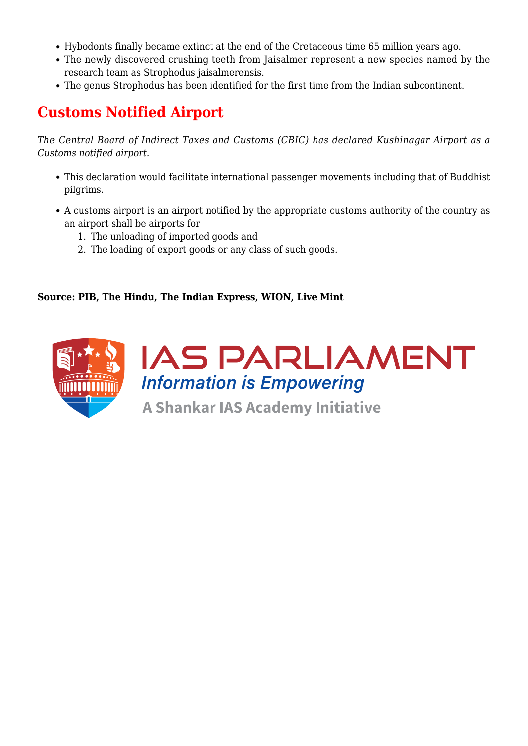- Hybodonts finally became extinct at the end of the Cretaceous time 65 million years ago.
- The newly discovered crushing teeth from Jaisalmer represent a new species named by the research team as Strophodus jaisalmerensis.
- The genus Strophodus has been identified for the first time from the Indian subcontinent.

## Customs Notified Airport

*The Central Board of Indirect Taxes and Customs (CBIC) has declared Kushinagar Airport as a Customs notified airport.*

- This declaration would facilitate international passenger movements including that of Buddhist pilgrims.
- A customs airport is an airport notified by the appropriate customs authority of the country as an airport shall be airports for
  1. The unloading of imported goods and
  2. The loading of export goods or any class of such goods.

**Source: PIB, The Hindu, The Indian Express, WION, Live Mint**

IAS PARLIAMENT
*Information is Empowering*
A Shankar IAS Academy Initiative